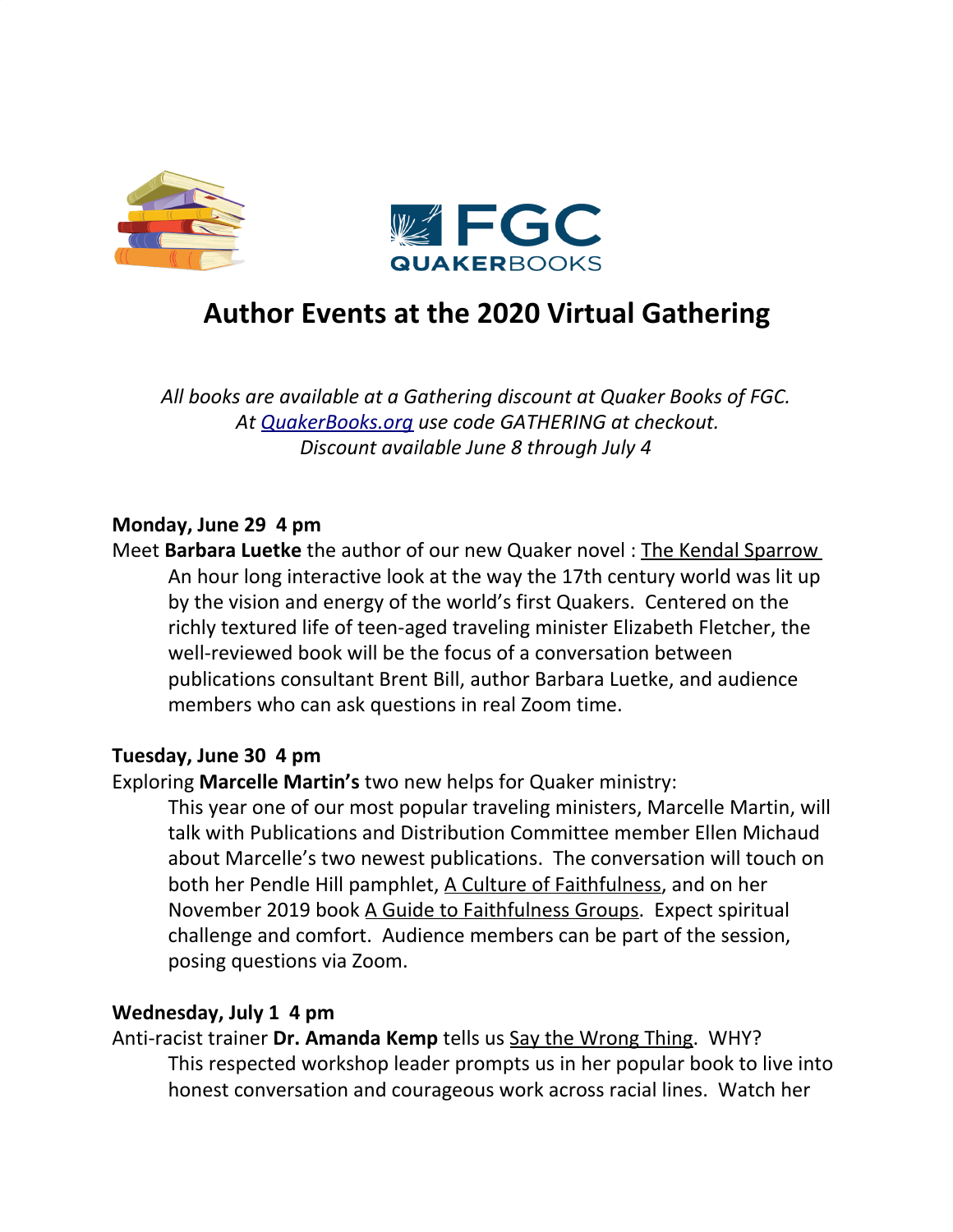FGC QUAKERBOOKS

# Author Events at the 2020 Virtual Gathering

*All books are available at a Gathering discount at Quaker Books of FGC.*
*At QuakerBooks.org use code GATHERING at checkout.*
*Discount available June 8 through July 4*

**Monday, June 29 4 pm**

Meet **Barbara Luetke** the author of our new Quaker novel : The Kendal Sparrow

An hour long interactive look at the way the 17th century world was lit up by the vision and energy of the world's first Quakers. Centered on the richly textured life of teen-aged traveling minister Elizabeth Fletcher, the well-reviewed book will be the focus of a conversation between publications consultant Brent Bill, author Barbara Luetke, and audience members who can ask questions in real Zoom time.

**Tuesday, June 30 4 pm**

Exploring **Marcelle Martin's** two new helps for Quaker ministry:

This year one of our most popular traveling ministers, Marcelle Martin, will talk with Publications and Distribution Committee member Ellen Michaud about Marcelle's two newest publications. The conversation will touch on both her Pendle Hill pamphlet, A Culture of Faithfulness, and on her November 2019 book A Guide to Faithfulness Groups. Expect spiritual challenge and comfort. Audience members can be part of the session, posing questions via Zoom.

**Wednesday, July 1 4 pm**

Anti-racist trainer **Dr. Amanda Kemp** tells us Say the Wrong Thing. WHY?

This respected workshop leader prompts us in her popular book to live into honest conversation and courageous work across racial lines. Watch her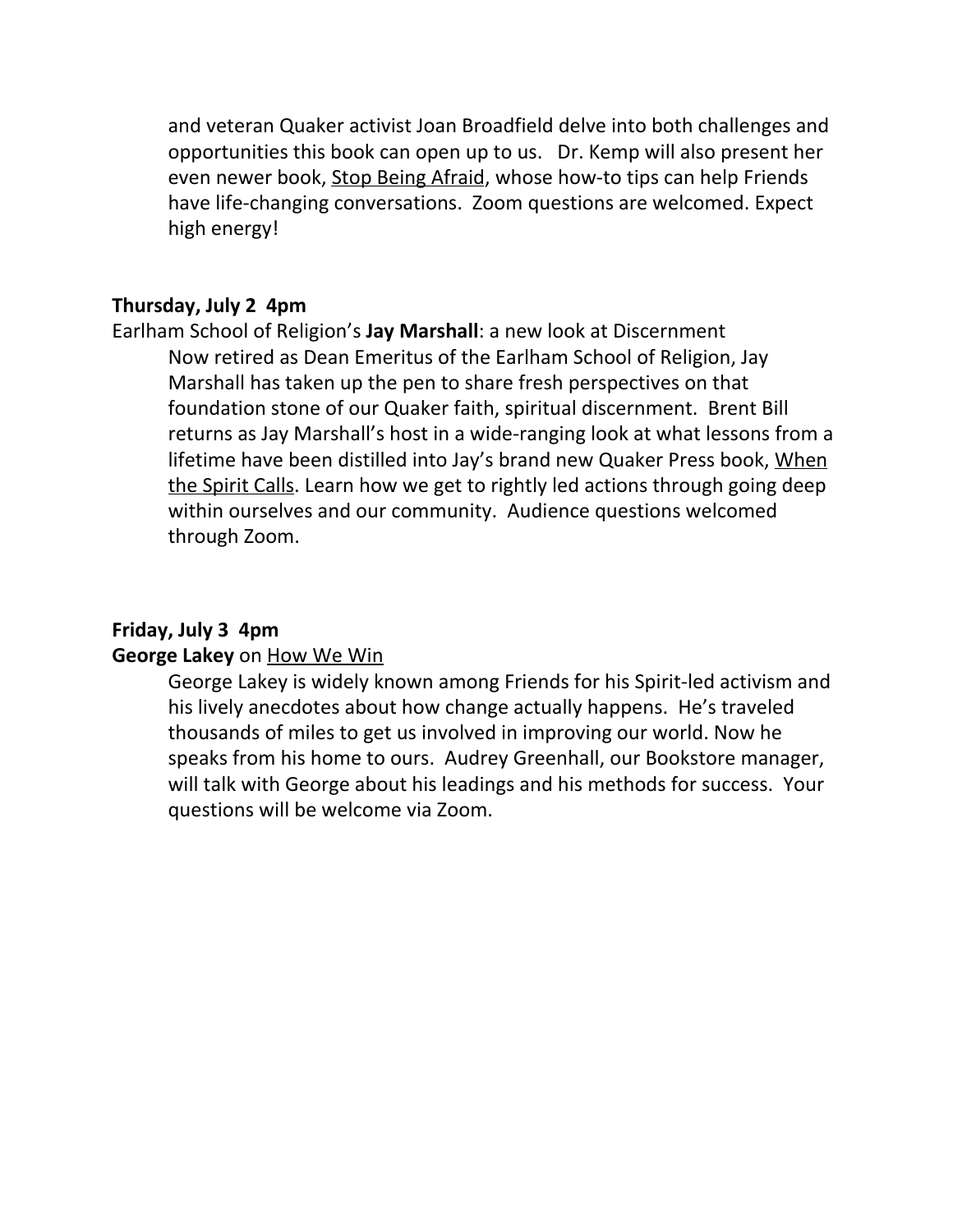and veteran Quaker activist Joan Broadfield delve into both challenges and opportunities this book can open up to us. Dr. Kemp will also present her even newer book, <u>Stop Being Afraid</u>, whose how-to tips can help Friends have life-changing conversations. Zoom questions are welcomed. Expect high energy!

**Thursday, July 2 4pm**

Earlham School of Religion's **Jay Marshall**: a new look at Discernment

Now retired as Dean Emeritus of the Earlham School of Religion, Jay Marshall has taken up the pen to share fresh perspectives on that foundation stone of our Quaker faith, spiritual discernment. Brent Bill returns as Jay Marshall's host in a wide-ranging look at what lessons from a lifetime have been distilled into Jay's brand new Quaker Press book, <u>When the Spirit Calls</u>. Learn how we get to rightly led actions through going deep within ourselves and our community. Audience questions welcomed through Zoom.

**Friday, July 3 4pm**

**George Lakey** on <u>How We Win</u>

George Lakey is widely known among Friends for his Spirit-led activism and his lively anecdotes about how change actually happens. He's traveled thousands of miles to get us involved in improving our world. Now he speaks from his home to ours. Audrey Greenhall, our Bookstore manager, will talk with George about his leadings and his methods for success. Your questions will be welcome via Zoom.